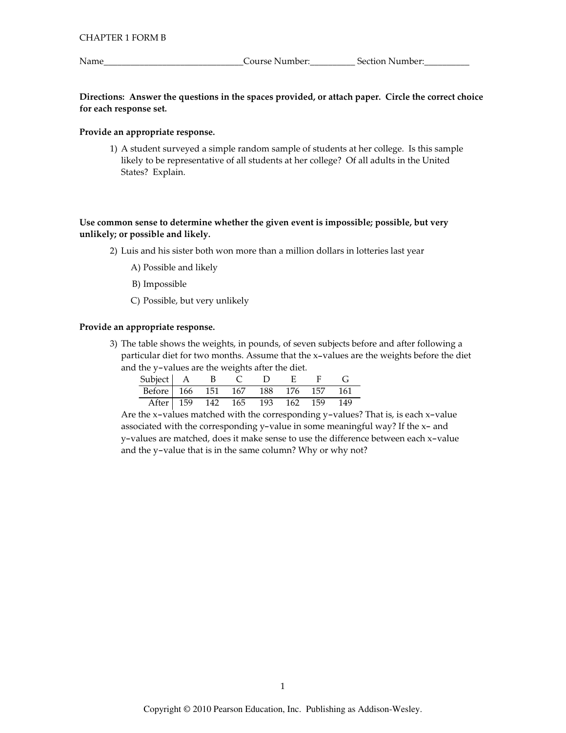CHAPTER 1 FORM B

Name______________________________Course Number:__________ Section Number:__________

**Directions: Answer the questions in the spaces provided, or attach paper. Circle the correct choice for each response set.**

**Provide an appropriate response.**

1) A student surveyed a simple random sample of students at her college. Is this sample likely to be representative of all students at her college? Of all adults in the United States? Explain.

**Use common sense to determine whether the given event is impossible; possible, but very unlikely; or possible and likely.**

2) Luis and his sister both won more than a million dollars in lotteries last year

   A) Possible and likely

   B) Impossible

   C) Possible, but very unlikely

**Provide an appropriate response.**

3) The table shows the weights, in pounds, of seven subjects before and after following a particular diet for two months. Assume that the x-values are the weights before the diet and the y-values are the weights after the diet.

| Subject | A | B | C | D | E | F | G |
|---|---|---|---|---|---|---|---|
| Before | 166 | 151 | 167 | 188 | 176 | 157 | 161 |
| After | 159 | 142 | 165 | 193 | 162 | 159 | 149 |

Are the x-values matched with the corresponding y-values? That is, is each x-value associated with the corresponding y-value in some meaningful way? If the x- and y-values are matched, does it make sense to use the difference between each x-value and the y-value that is in the same column? Why or why not?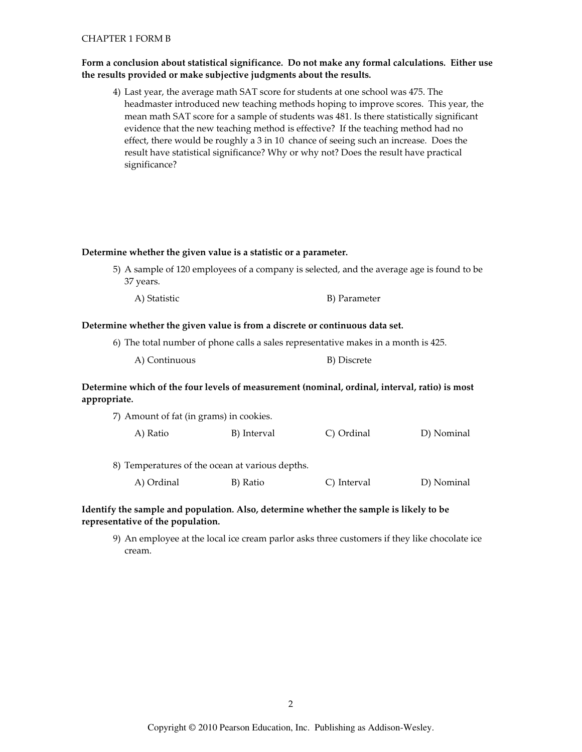CHAPTER 1 FORM B

**Form a conclusion about statistical significance. Do not make any formal calculations. Either use the results provided or make subjective judgments about the results.**

4) Last year, the average math SAT score for students at one school was 475. The headmaster introduced new teaching methods hoping to improve scores. This year, the mean math SAT score for a sample of students was 481. Is there statistically significant evidence that the new teaching method is effective? If the teaching method had no effect, there would be roughly a 3 in 10 chance of seeing such an increase. Does the result have statistical significance? Why or why not? Does the result have practical significance?

**Determine whether the given value is a statistic or a parameter.**

5) A sample of 120 employees of a company is selected, and the average age is found to be 37 years.

A) Statistic B) Parameter

**Determine whether the given value is from a discrete or continuous data set.**

6) The total number of phone calls a sales representative makes in a month is 425.

A) Continuous B) Discrete

**Determine which of the four levels of measurement (nominal, ordinal, interval, ratio) is most appropriate.**

7) Amount of fat (in grams) in cookies.

A) Ratio B) Interval C) Ordinal D) Nominal

8) Temperatures of the ocean at various depths.

A) Ordinal B) Ratio C) Interval D) Nominal

**Identify the sample and population. Also, determine whether the sample is likely to be representative of the population.**

9) An employee at the local ice cream parlor asks three customers if they like chocolate ice cream.

Copyright © 2010 Pearson Education, Inc. Publishing as Addison-Wesley.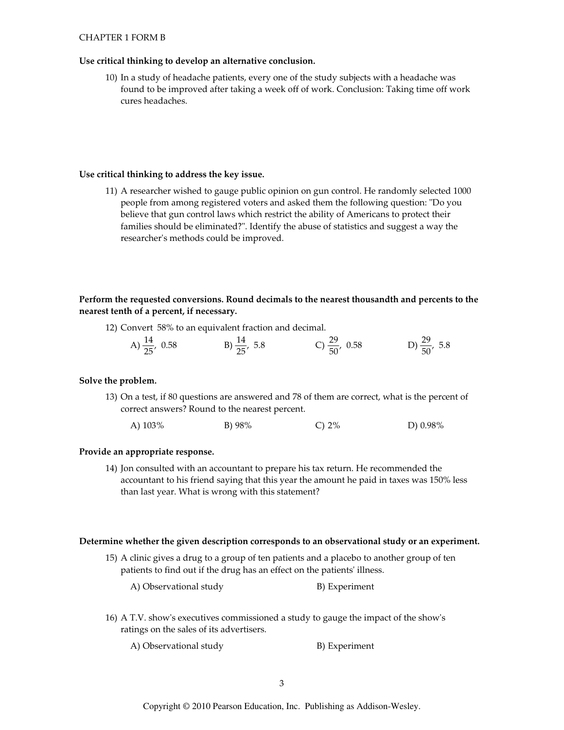**Use critical thinking to develop an alternative conclusion.**

10) In a study of headache patients, every one of the study subjects with a headache was found to be improved after taking a week off of work. Conclusion: Taking time off work cures headaches.

**Use critical thinking to address the key issue.**

11) A researcher wished to gauge public opinion on gun control. He randomly selected 1000 people from among registered voters and asked them the following question: "Do you believe that gun control laws which restrict the ability of Americans to protect their families should be eliminated?". Identify the abuse of statistics and suggest a way the researcher's methods could be improved.

**Perform the requested conversions. Round decimals to the nearest thousandth and percents to the nearest tenth of a percent, if necessary.**

12) Convert 58% to an equivalent fraction and decimal.

A) $\frac{14}{25}$, 0.58 B) $\frac{14}{25}$, 5.8 C) $\frac{29}{50}$, 0.58 D) $\frac{29}{50}$, 5.8

**Solve the problem.**

13) On a test, if 80 questions are answered and 78 of them are correct, what is the percent of correct answers? Round to the nearest percent.

A) 103% B) 98% C) 2% D) 0.98%

**Provide an appropriate response.**

14) Jon consulted with an accountant to prepare his tax return. He recommended the accountant to his friend saying that this year the amount he paid in taxes was 150% less than last year. What is wrong with this statement?

**Determine whether the given description corresponds to an observational study or an experiment.**

15) A clinic gives a drug to a group of ten patients and a placebo to another group of ten patients to find out if the drug has an effect on the patients' illness.

A) Observational study B) Experiment

16) A T.V. show's executives commissioned a study to gauge the impact of the show's ratings on the sales of its advertisers.

A) Observational study B) Experiment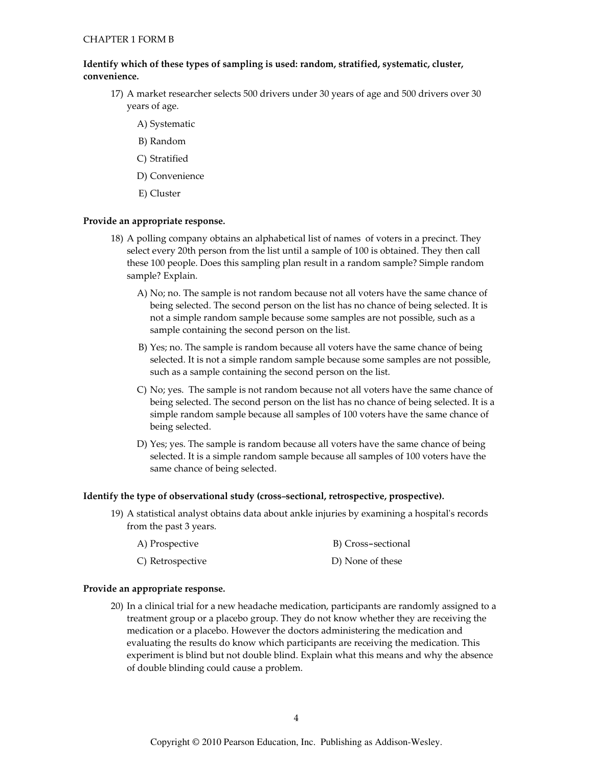CHAPTER 1 FORM B

**Identify which of these types of sampling is used: random, stratified, systematic, cluster, convenience.**

17) A market researcher selects 500 drivers under 30 years of age and 500 drivers over 30 years of age.

A) Systematic

B) Random

C) Stratified

D) Convenience

E) Cluster

**Provide an appropriate response.**

18) A polling company obtains an alphabetical list of names of voters in a precinct. They select every 20th person from the list until a sample of 100 is obtained. They then call these 100 people. Does this sampling plan result in a random sample? Simple random sample? Explain.

A) No; no. The sample is not random because not all voters have the same chance of being selected. The second person on the list has no chance of being selected. It is not a simple random sample because some samples are not possible, such as a sample containing the second person on the list.

B) Yes; no. The sample is random because all voters have the same chance of being selected. It is not a simple random sample because some samples are not possible, such as a sample containing the second person on the list.

C) No; yes. The sample is not random because not all voters have the same chance of being selected. The second person on the list has no chance of being selected. It is a simple random sample because all samples of 100 voters have the same chance of being selected.

D) Yes; yes. The sample is random because all voters have the same chance of being selected. It is a simple random sample because all samples of 100 voters have the same chance of being selected.

**Identify the type of observational study (cross-sectional, retrospective, prospective).**

19) A statistical analyst obtains data about ankle injuries by examining a hospital's records from the past 3 years.

A) Prospective

B) Cross-sectional

C) Retrospective

D) None of these

**Provide an appropriate response.**

20) In a clinical trial for a new headache medication, participants are randomly assigned to a treatment group or a placebo group. They do not know whether they are receiving the medication or a placebo. However the doctors administering the medication and evaluating the results do know which participants are receiving the medication. This experiment is blind but not double blind. Explain what this means and why the absence of double blinding could cause a problem.

Copyright © 2010 Pearson Education, Inc. Publishing as Addison-Wesley.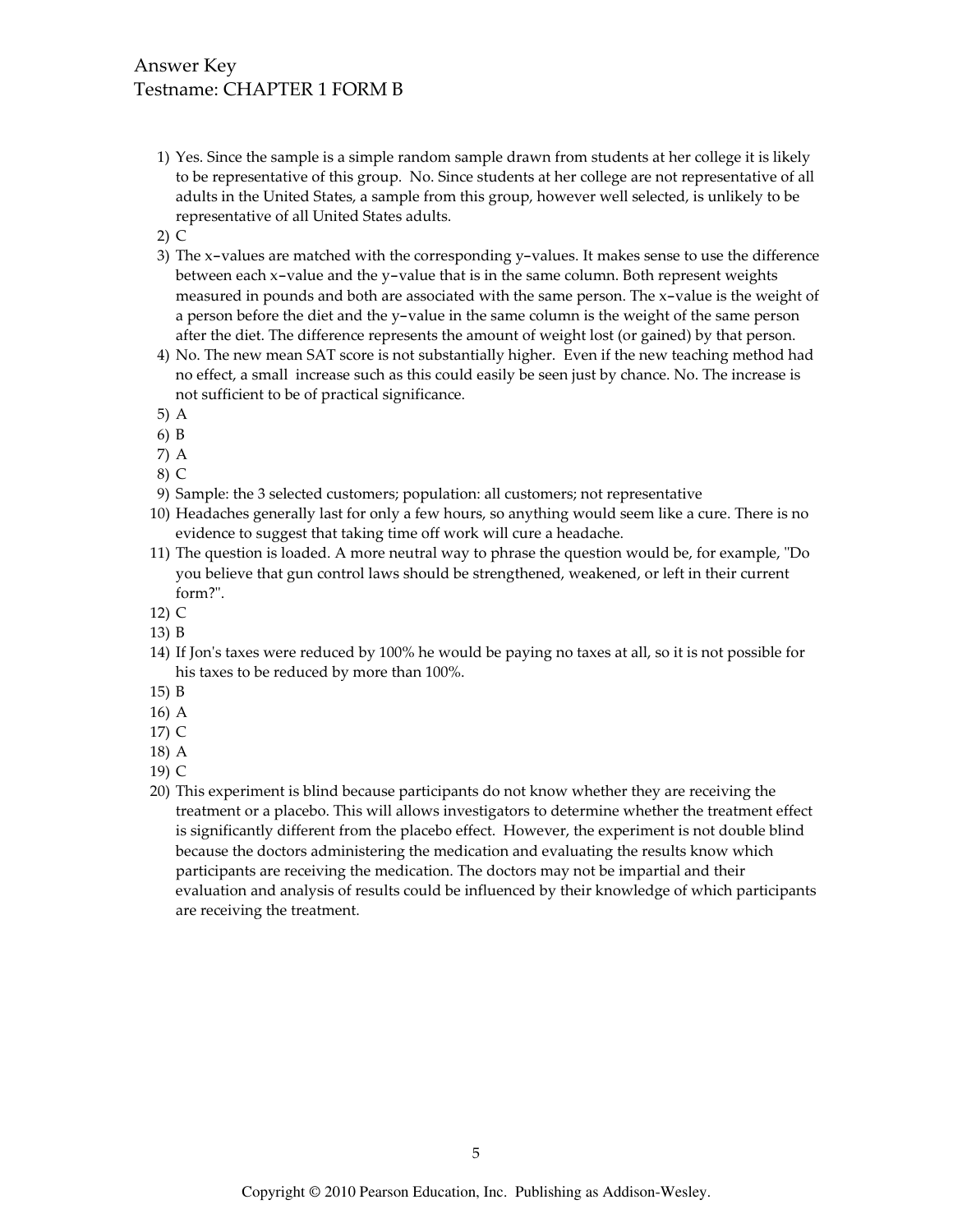Answer Key
Testname: CHAPTER 1 FORM B

1) Yes. Since the sample is a simple random sample drawn from students at her college it is likely to be representative of this group.  No. Since students at her college are not representative of all adults in the United States, a sample from this group, however well selected, is unlikely to be representative of all United States adults.
2) C
3) The x–values are matched with the corresponding y–values. It makes sense to use the difference between each x–value and the y–value that is in the same column. Both represent weights measured in pounds and both are associated with the same person. The x–value is the weight of a person before the diet and the y–value in the same column is the weight of the same person after the diet. The difference represents the amount of weight lost (or gained) by that person.
4) No. The new mean SAT score is not substantially higher.  Even if the new teaching method had no effect, a small  increase such as this could easily be seen just by chance. No. The increase is not sufficient to be of practical significance.
5) A
6) B
7) A
8) C
9) Sample: the 3 selected customers; population: all customers; not representative
10) Headaches generally last for only a few hours, so anything would seem like a cure. There is no evidence to suggest that taking time off work will cure a headache.
11) The question is loaded. A more neutral way to phrase the question would be, for example, "Do you believe that gun control laws should be strengthened, weakened, or left in their current form?".
12) C
13) B
14) If Jon's taxes were reduced by 100% he would be paying no taxes at all, so it is not possible for his taxes to be reduced by more than 100%.
15) B
16) A
17) C
18) A
19) C
20) This experiment is blind because participants do not know whether they are receiving the treatment or a placebo. This will allows investigators to determine whether the treatment effect is significantly different from the placebo effect.  However, the experiment is not double blind because the doctors administering the medication and evaluating the results know which participants are receiving the medication. The doctors may not be impartial and their evaluation and analysis of results could be influenced by their knowledge of which participants are receiving the treatment.

Copyright © 2010 Pearson Education, Inc.  Publishing as Addison-Wesley.